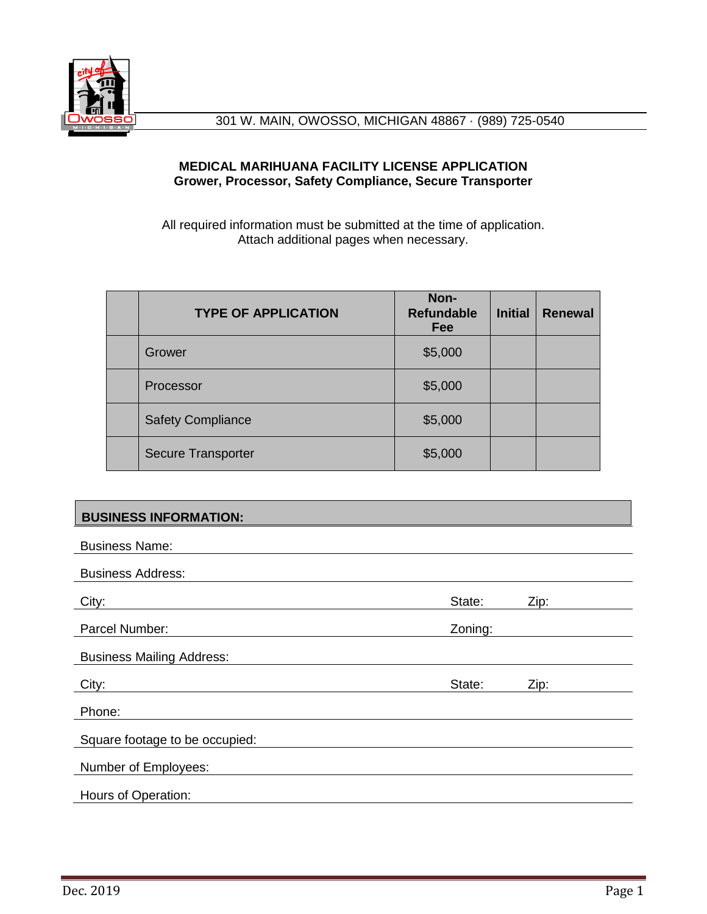301 W. MAIN, OWOSSO, MICHIGAN 48867 · (989) 725-0540

**MEDICAL MARIHUANA FACILITY LICENSE APPLICATION**
**Grower, Processor, Safety Compliance, Secure Transporter**

All required information must be submitted at the time of application.
Attach additional pages when necessary.

| | TYPE OF APPLICATION | Non-Refundable Fee | Initial | Renewal |
|---|---|---|---|---|
| | Grower | $5,000 | | |
| | Processor | $5,000 | | |
| | Safety Compliance | $5,000 | | |
| | Secure Transporter | $5,000 | | |

**BUSINESS INFORMATION:**

Business Name:

Business Address:

City: State: Zip:

Parcel Number: Zoning:

Business Mailing Address:

City: State: Zip:

Phone:

Square footage to be occupied:

Number of Employees:

Hours of Operation:

Dec. 2019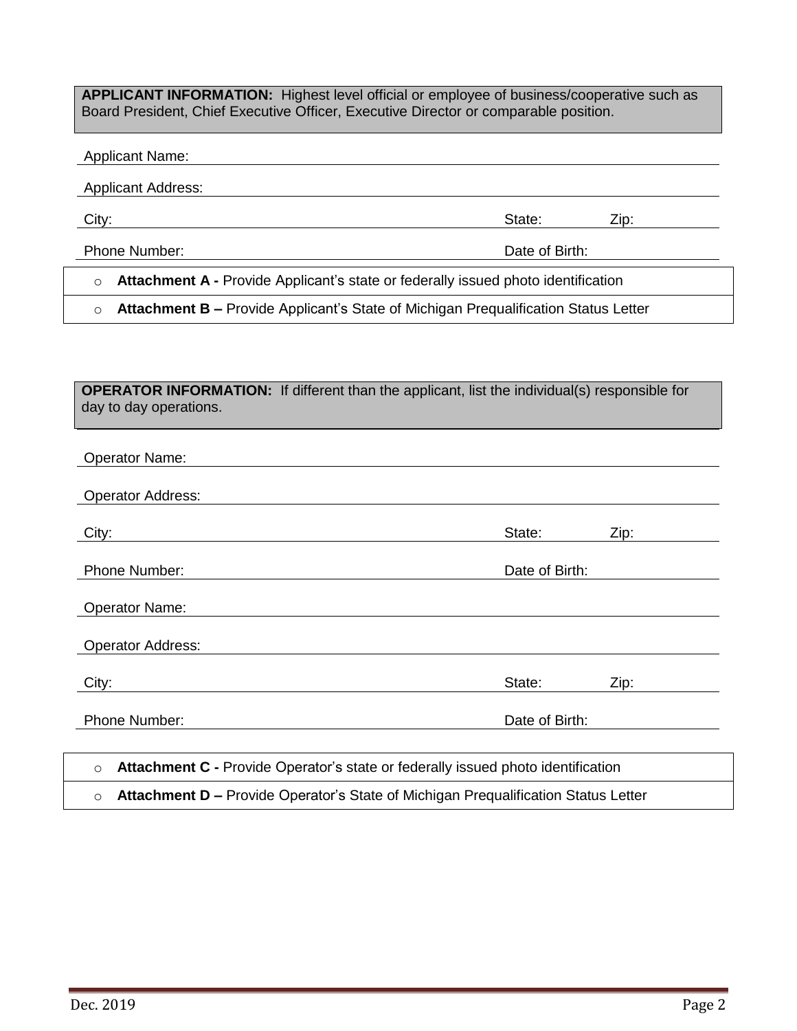**APPLICANT INFORMATION:** Highest level official or employee of business/cooperative such as Board President, Chief Executive Officer, Executive Director or comparable position.

Applicant Name:

Applicant Address:

City: State: Zip:

Phone Number: Date of Birth:

- **Attachment A -** Provide Applicant's state or federally issued photo identification
- **Attachment B –** Provide Applicant's State of Michigan Prequalification Status Letter

**OPERATOR INFORMATION:** If different than the applicant, list the individual(s) responsible for day to day operations.

Operator Name:

Operator Address:

City: State: Zip:

Phone Number: Date of Birth:

Operator Name:

Operator Address:

City: State: Zip:

Phone Number: Date of Birth:

- **Attachment C -** Provide Operator's state or federally issued photo identification
- **Attachment D –** Provide Operator's State of Michigan Prequalification Status Letter

Dec. 2019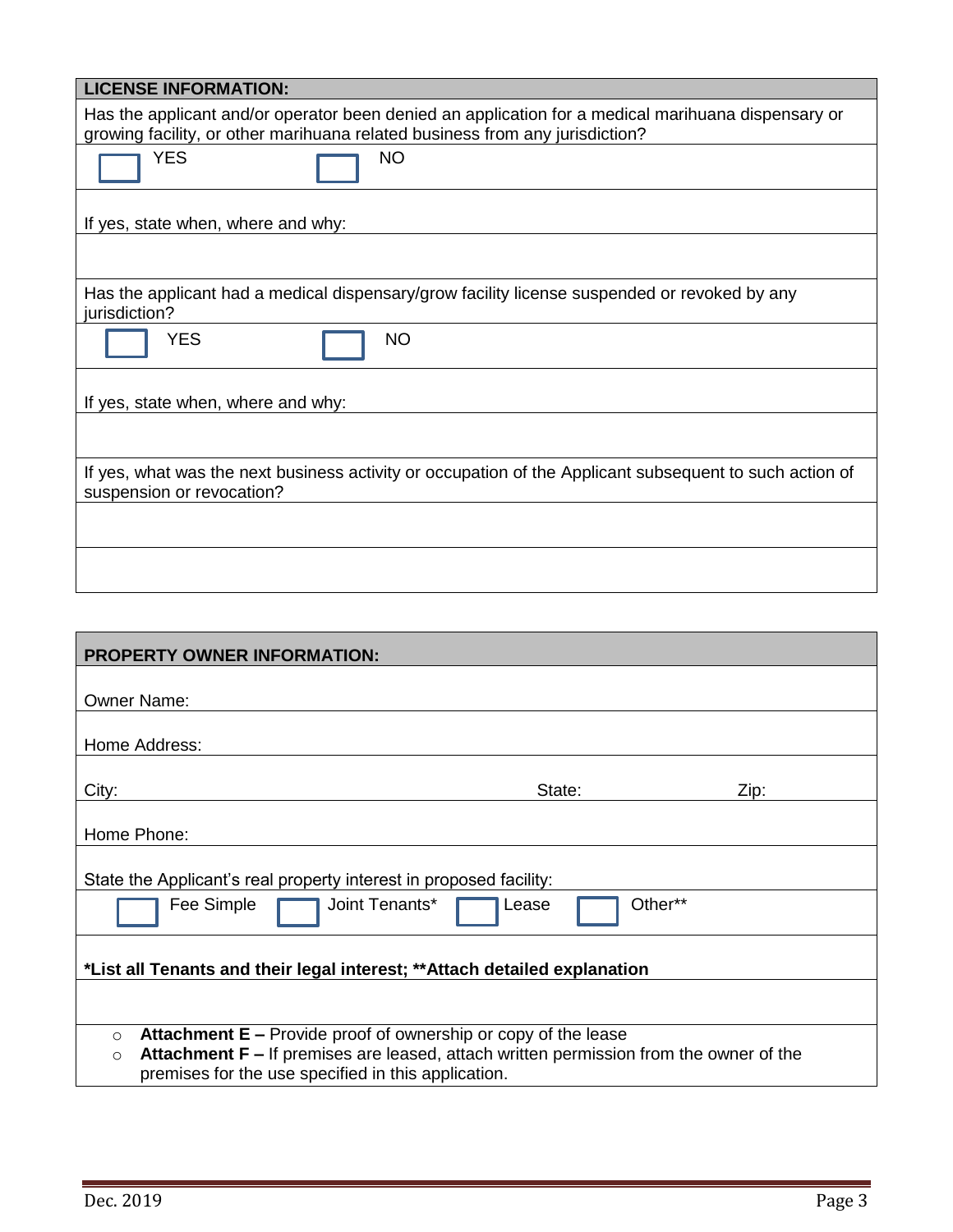## LICENSE INFORMATION:

Has the applicant and/or operator been denied an application for a medical marihuana dispensary or growing facility, or other marihuana related business from any jurisdiction?

☐ YES ☐ NO

If yes, state when, where and why:

Has the applicant had a medical dispensary/grow facility license suspended or revoked by any jurisdiction?

☐ YES ☐ NO

If yes, state when, where and why:

If yes, what was the next business activity or occupation of the Applicant subsequent to such action of suspension or revocation?

## PROPERTY OWNER INFORMATION:

Owner Name:

Home Address:

City: State: Zip:

Home Phone:

State the Applicant's real property interest in proposed facility:

☐ Fee Simple ☐ Joint Tenants* ☐ Lease ☐ Other**

**\*List all Tenants and their legal interest; \*\*Attach detailed explanation**

- **Attachment E –** Provide proof of ownership or copy of the lease
- **Attachment F –** If premises are leased, attach written permission from the owner of the premises for the use specified in this application.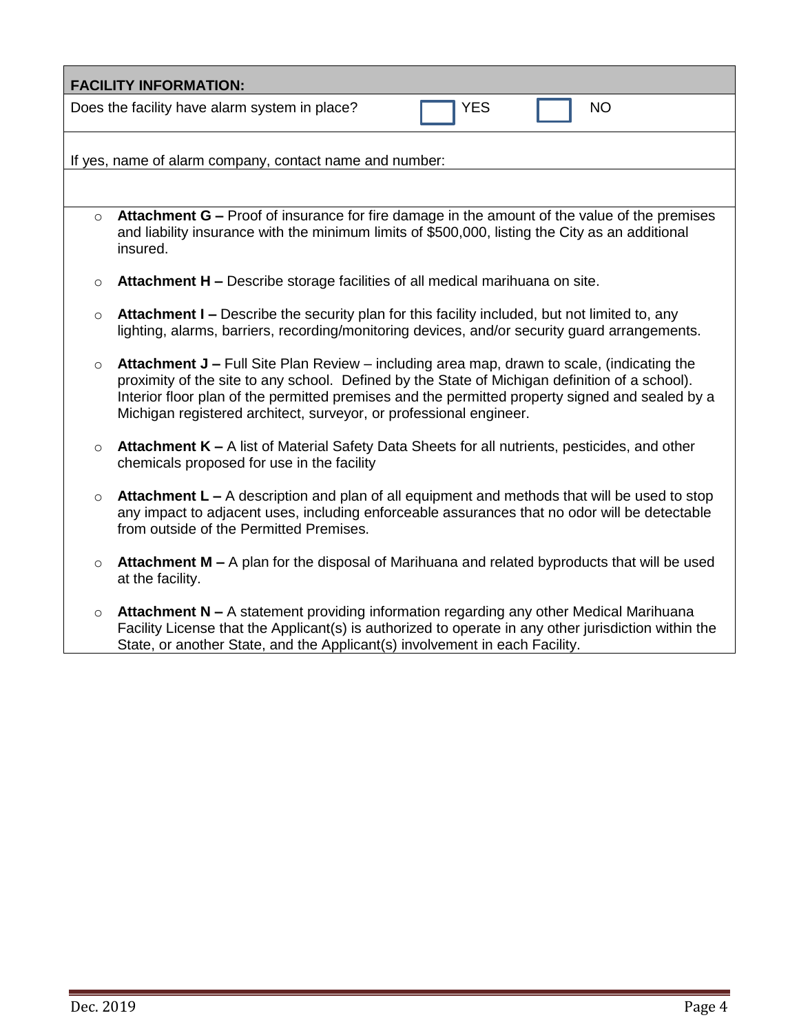| **FACILITY INFORMATION:** | | |
|---|---|---|
| Does the facility have alarm system in place? | ☐ YES | ☐ NO |
| If yes, name of alarm company, contact name and number: | | |
| | | |

- **Attachment G –** Proof of insurance for fire damage in the amount of the value of the premises and liability insurance with the minimum limits of $500,000, listing the City as an additional insured.
- **Attachment H –** Describe storage facilities of all medical marihuana on site.
- **Attachment I –** Describe the security plan for this facility included, but not limited to, any lighting, alarms, barriers, recording/monitoring devices, and/or security guard arrangements.
- **Attachment J –** Full Site Plan Review – including area map, drawn to scale, (indicating the proximity of the site to any school. Defined by the State of Michigan definition of a school). Interior floor plan of the permitted premises and the permitted property signed and sealed by a Michigan registered architect, surveyor, or professional engineer.
- **Attachment K –** A list of Material Safety Data Sheets for all nutrients, pesticides, and other chemicals proposed for use in the facility
- **Attachment L –** A description and plan of all equipment and methods that will be used to stop any impact to adjacent uses, including enforceable assurances that no odor will be detectable from outside of the Permitted Premises.
- **Attachment M –** A plan for the disposal of Marihuana and related byproducts that will be used at the facility.
- **Attachment N –** A statement providing information regarding any other Medical Marihuana Facility License that the Applicant(s) is authorized to operate in any other jurisdiction within the State, or another State, and the Applicant(s) involvement in each Facility.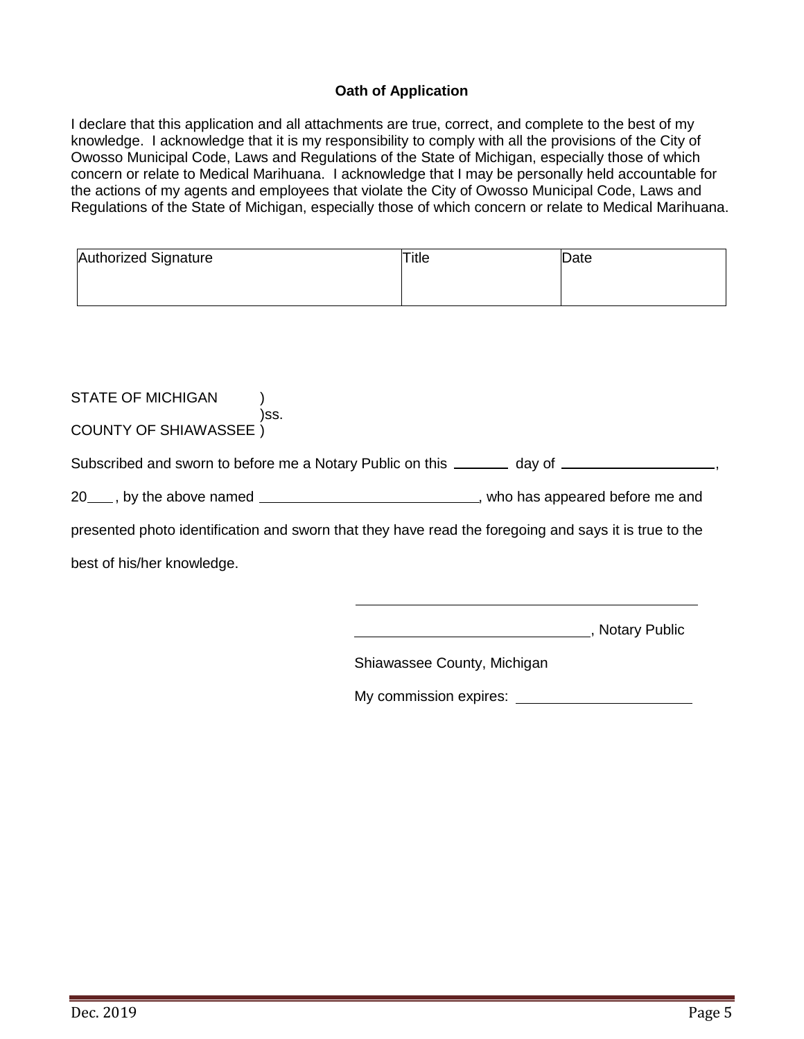**Oath of Application**

I declare that this application and all attachments are true, correct, and complete to the best of my knowledge. I acknowledge that it is my responsibility to comply with all the provisions of the City of Owosso Municipal Code, Laws and Regulations of the State of Michigan, especially those of which concern or relate to Medical Marihuana. I acknowledge that I may be personally held accountable for the actions of my agents and employees that violate the City of Owosso Municipal Code, Laws and Regulations of the State of Michigan, especially those of which concern or relate to Medical Marihuana.

| Authorized Signature | Title | Date |
|---|---|---|
| | | |

STATE OF MICHIGAN )
)ss.
COUNTY OF SHIAWASSEE )

Subscribed and sworn to before me a Notary Public on this _______ day of ____________________,

20___, by the above named ___________________________, who has appeared before me and

presented photo identification and sworn that they have read the foregoing and says it is true to the

best of his/her knowledge.

_____________________________________________

______________________________, Notary Public

Shiawassee County, Michigan

My commission expires: ______________________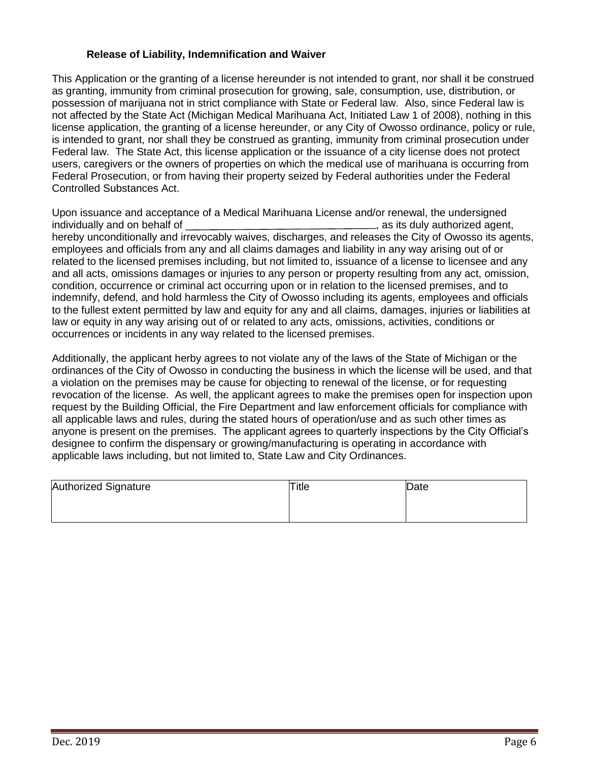### Release of Liability, Indemnification and Waiver

This Application or the granting of a license hereunder is not intended to grant, nor shall it be construed as granting, immunity from criminal prosecution for growing, sale, consumption, use, distribution, or possession of marijuana not in strict compliance with State or Federal law. Also, since Federal law is not affected by the State Act (Michigan Medical Marihuana Act, Initiated Law 1 of 2008), nothing in this license application, the granting of a license hereunder, or any City of Owosso ordinance, policy or rule, is intended to grant, nor shall they be construed as granting, immunity from criminal prosecution under Federal law. The State Act, this license application or the issuance of a city license does not protect users, caregivers or the owners of properties on which the medical use of marihuana is occurring from Federal Prosecution, or from having their property seized by Federal authorities under the Federal Controlled Substances Act.

Upon issuance and acceptance of a Medical Marihuana License and/or renewal, the undersigned individually and on behalf of ______________________________, as its duly authorized agent, hereby unconditionally and irrevocably waives, discharges, and releases the City of Owosso its agents, employees and officials from any and all claims damages and liability in any way arising out of or related to the licensed premises including, but not limited to, issuance of a license to licensee and any and all acts, omissions damages or injuries to any person or property resulting from any act, omission, condition, occurrence or criminal act occurring upon or in relation to the licensed premises, and to indemnify, defend, and hold harmless the City of Owosso including its agents, employees and officials to the fullest extent permitted by law and equity for any and all claims, damages, injuries or liabilities at law or equity in any way arising out of or related to any acts, omissions, activities, conditions or occurrences or incidents in any way related to the licensed premises.

Additionally, the applicant herby agrees to not violate any of the laws of the State of Michigan or the ordinances of the City of Owosso in conducting the business in which the license will be used, and that a violation on the premises may be cause for objecting to renewal of the license, or for requesting revocation of the license. As well, the applicant agrees to make the premises open for inspection upon request by the Building Official, the Fire Department and law enforcement officials for compliance with all applicable laws and rules, during the stated hours of operation/use and as such other times as anyone is present on the premises. The applicant agrees to quarterly inspections by the City Official's designee to confirm the dispensary or growing/manufacturing is operating in accordance with applicable laws including, but not limited to, State Law and City Ordinances.

| Authorized Signature | Title | Date |
|---|---|---|
| | | |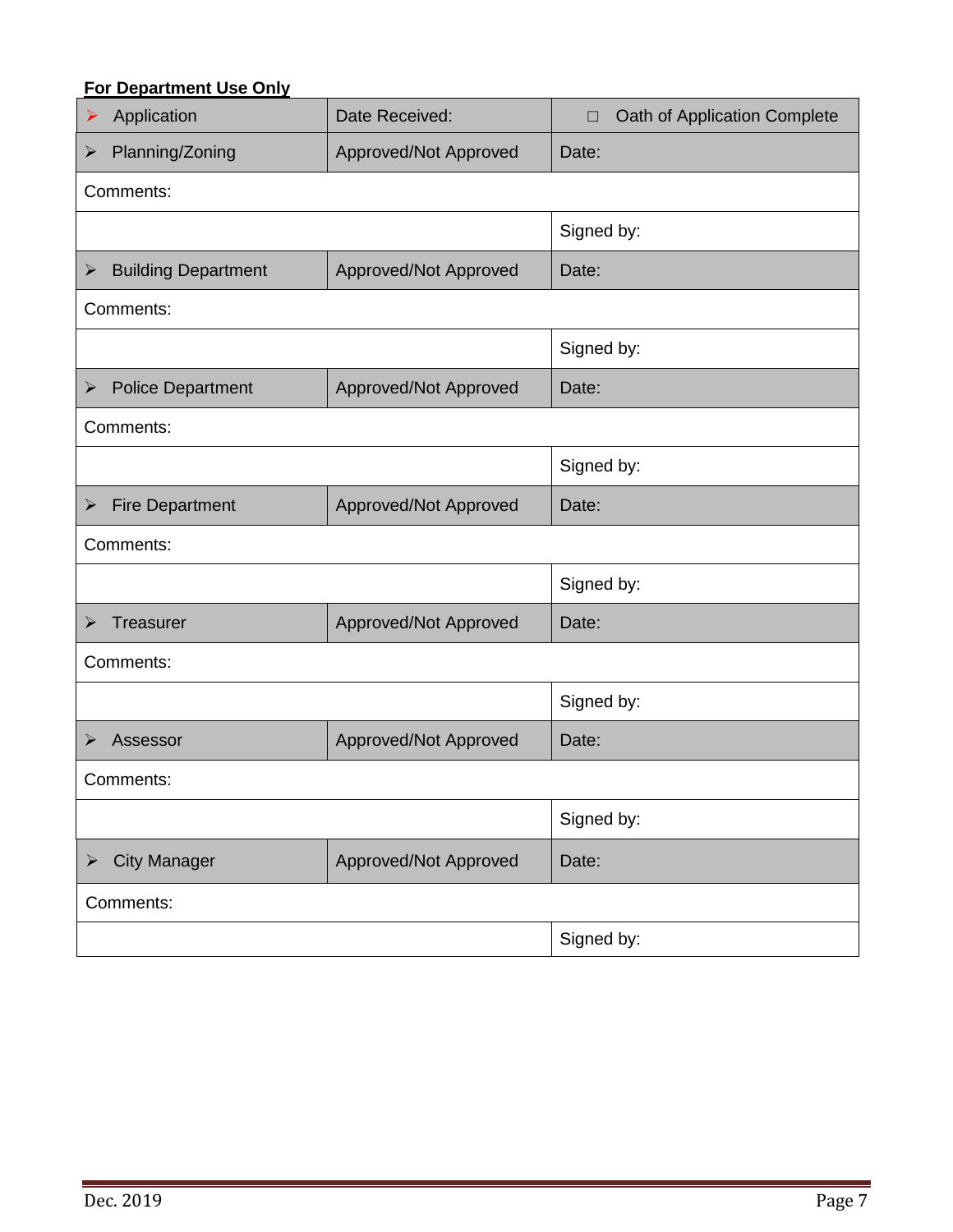**For Department Use Only**

| | | |
|---|---|---|
| ➢ Application | Date Received: | □ Oath of Application Complete |
| ➢ Planning/Zoning | Approved/Not Approved | Date: |
| Comments: | | |
| | | Signed by: |
| ➢ Building Department | Approved/Not Approved | Date: |
| Comments: | | |
| | | Signed by: |
| ➢ Police Department | Approved/Not Approved | Date: |
| Comments: | | |
| | | Signed by: |
| ➢ Fire Department | Approved/Not Approved | Date: |
| Comments: | | |
| | | Signed by: |
| ➢ Treasurer | Approved/Not Approved | Date: |
| Comments: | | |
| | | Signed by: |
| ➢ Assessor | Approved/Not Approved | Date: |
| Comments: | | |
| | | Signed by: |
| ➢ City Manager | Approved/Not Approved | Date: |
| Comments: | | |
| | | Signed by: |

Dec. 2019